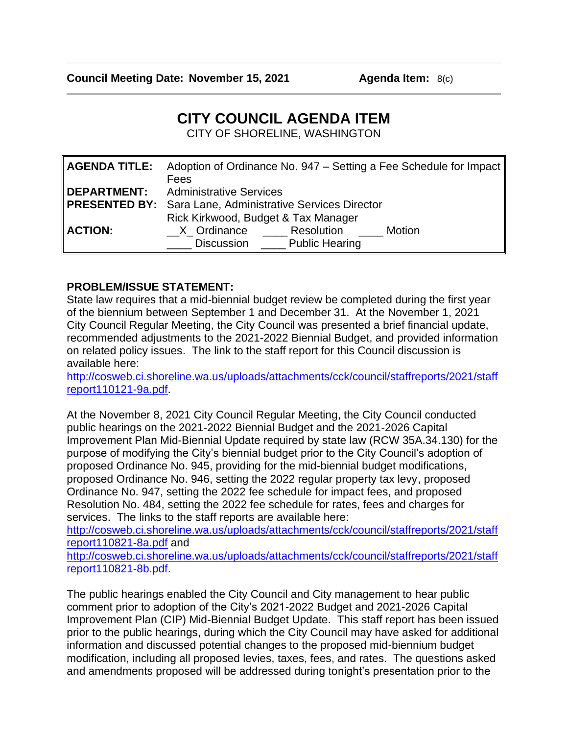**Council Meeting Date: November 15, 2021** **Agenda Item:** 8(c)

# CITY COUNCIL AGENDA ITEM

CITY OF SHORELINE, WASHINGTON

| | |
|---|---|
| **AGENDA TITLE:** | Adoption of Ordinance No. 947 – Setting a Fee Schedule for Impact Fees |
| **DEPARTMENT:** | Administrative Services |
| **PRESENTED BY:** | Sara Lane, Administrative Services Director<br>Rick Kirkwood, Budget & Tax Manager |
| **ACTION:** | \_\_X\_ Ordinance \_\_\_\_ Resolution \_\_\_\_ Motion<br>\_\_\_\_ Discussion \_\_\_\_ Public Hearing |

**PROBLEM/ISSUE STATEMENT:**

State law requires that a mid-biennial budget review be completed during the first year of the biennium between September 1 and December 31. At the November 1, 2021 City Council Regular Meeting, the City Council was presented a brief financial update, recommended adjustments to the 2021-2022 Biennial Budget, and provided information on related policy issues. The link to the staff report for this Council discussion is available here:
http://cosweb.ci.shoreline.wa.us/uploads/attachments/cck/council/staffreports/2021/staffreport110121-9a.pdf.

At the November 8, 2021 City Council Regular Meeting, the City Council conducted public hearings on the 2021-2022 Biennial Budget and the 2021-2026 Capital Improvement Plan Mid-Biennial Update required by state law (RCW 35A.34.130) for the purpose of modifying the City's biennial budget prior to the City Council's adoption of proposed Ordinance No. 945, providing for the mid-biennial budget modifications, proposed Ordinance No. 946, setting the 2022 regular property tax levy, proposed Ordinance No. 947, setting the 2022 fee schedule for impact fees, and proposed Resolution No. 484, setting the 2022 fee schedule for rates, fees and charges for services. The links to the staff reports are available here:
http://cosweb.ci.shoreline.wa.us/uploads/attachments/cck/council/staffreports/2021/staffreport110821-8a.pdf and
http://cosweb.ci.shoreline.wa.us/uploads/attachments/cck/council/staffreports/2021/staffreport110821-8b.pdf.

The public hearings enabled the City Council and City management to hear public comment prior to adoption of the City's 2021-2022 Budget and 2021-2026 Capital Improvement Plan (CIP) Mid-Biennial Budget Update. This staff report has been issued prior to the public hearings, during which the City Council may have asked for additional information and discussed potential changes to the proposed mid-biennium budget modification, including all proposed levies, taxes, fees, and rates. The questions asked and amendments proposed will be addressed during tonight's presentation prior to the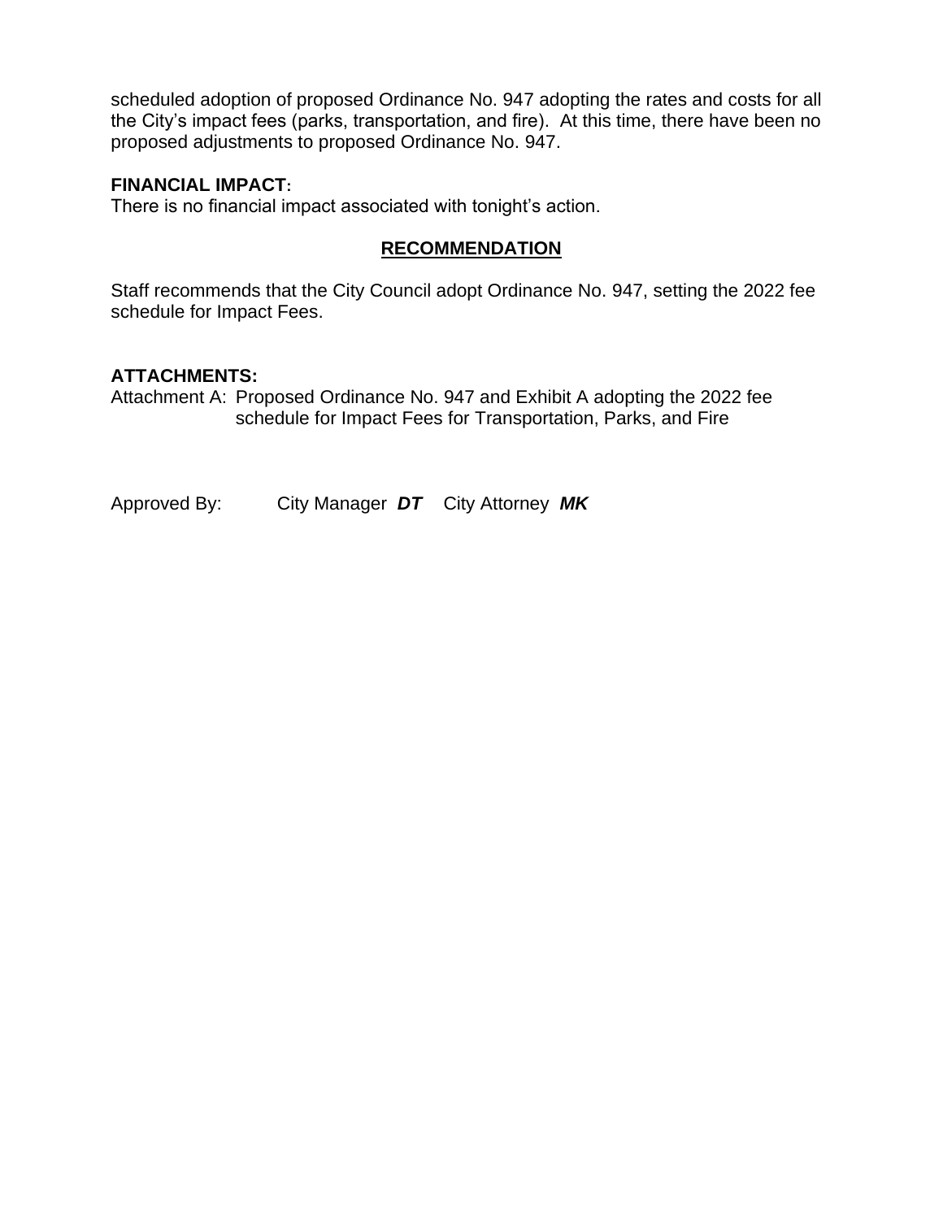scheduled adoption of proposed Ordinance No. 947 adopting the rates and costs for all the City's impact fees (parks, transportation, and fire). At this time, there have been no proposed adjustments to proposed Ordinance No. 947.

**FINANCIAL IMPACT:**
There is no financial impact associated with tonight's action.

## RECOMMENDATION

Staff recommends that the City Council adopt Ordinance No. 947, setting the 2022 fee schedule for Impact Fees.

**ATTACHMENTS:**
Attachment A: Proposed Ordinance No. 947 and Exhibit A adopting the 2022 fee schedule for Impact Fees for Transportation, Parks, and Fire

Approved By: City Manager ***DT*** City Attorney ***MK***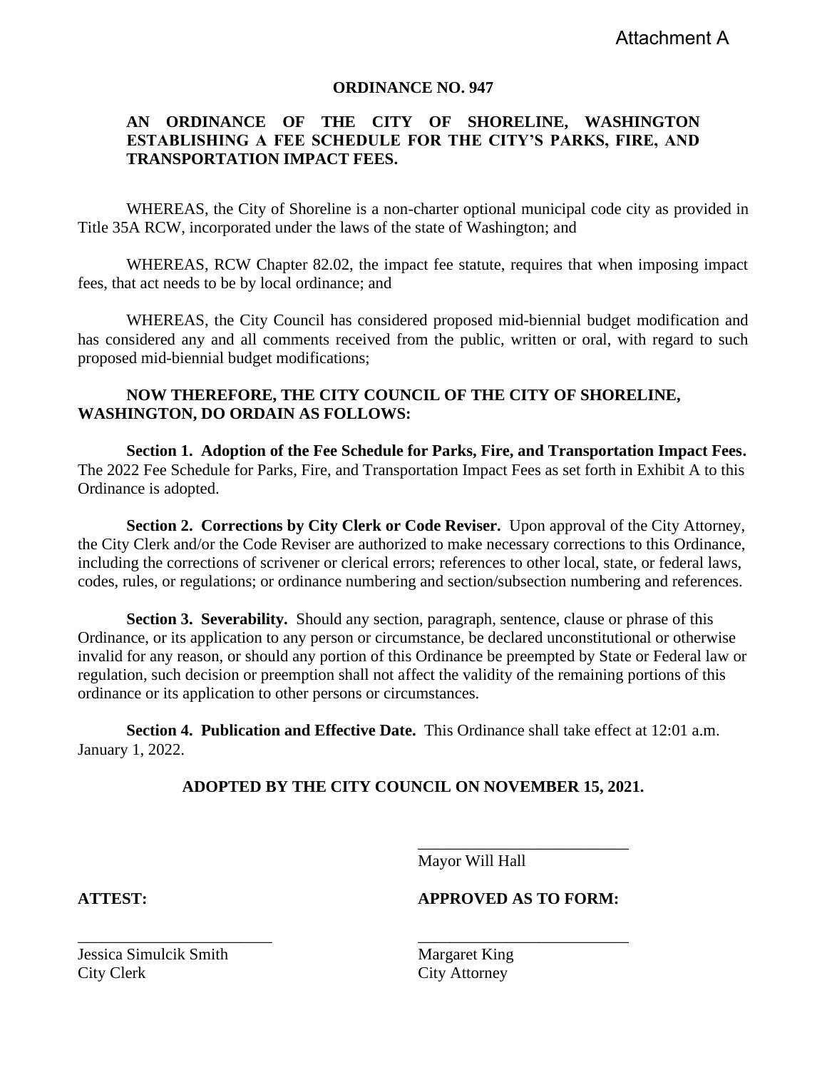Attachment A

# ORDINANCE NO. 947

## AN ORDINANCE OF THE CITY OF SHORELINE, WASHINGTON ESTABLISHING A FEE SCHEDULE FOR THE CITY'S PARKS, FIRE, AND TRANSPORTATION IMPACT FEES.

WHEREAS, the City of Shoreline is a non-charter optional municipal code city as provided in Title 35A RCW, incorporated under the laws of the state of Washington; and

WHEREAS, RCW Chapter 82.02, the impact fee statute, requires that when imposing impact fees, that act needs to be by local ordinance; and

WHEREAS, the City Council has considered proposed mid-biennial budget modification and has considered any and all comments received from the public, written or oral, with regard to such proposed mid-biennial budget modifications;

**NOW THEREFORE, THE CITY COUNCIL OF THE CITY OF SHORELINE, WASHINGTON, DO ORDAIN AS FOLLOWS:**

**Section 1. Adoption of the Fee Schedule for Parks, Fire, and Transportation Impact Fees.** The 2022 Fee Schedule for Parks, Fire, and Transportation Impact Fees as set forth in Exhibit A to this Ordinance is adopted.

**Section 2. Corrections by City Clerk or Code Reviser.** Upon approval of the City Attorney, the City Clerk and/or the Code Reviser are authorized to make necessary corrections to this Ordinance, including the corrections of scrivener or clerical errors; references to other local, state, or federal laws, codes, rules, or regulations; or ordinance numbering and section/subsection numbering and references.

**Section 3. Severability.** Should any section, paragraph, sentence, clause or phrase of this Ordinance, or its application to any person or circumstance, be declared unconstitutional or otherwise invalid for any reason, or should any portion of this Ordinance be preempted by State or Federal law or regulation, such decision or preemption shall not affect the validity of the remaining portions of this ordinance or its application to other persons or circumstances.

**Section 4. Publication and Effective Date.** This Ordinance shall take effect at 12:01 a.m. January 1, 2022.

**ADOPTED BY THE CITY COUNCIL ON NOVEMBER 15, 2021.**

\_\_\_\_\_\_\_\_\_\_\_\_\_\_\_\_\_\_\_\_\_\_\_\_\_\_
Mayor Will Hall

**ATTEST:**

\_\_\_\_\_\_\_\_\_\_\_\_\_\_\_\_\_\_\_\_\_\_\_\_\_\_
Jessica Simulcik Smith
City Clerk

**APPROVED AS TO FORM:**

\_\_\_\_\_\_\_\_\_\_\_\_\_\_\_\_\_\_\_\_\_\_\_\_\_\_
Margaret King
City Attorney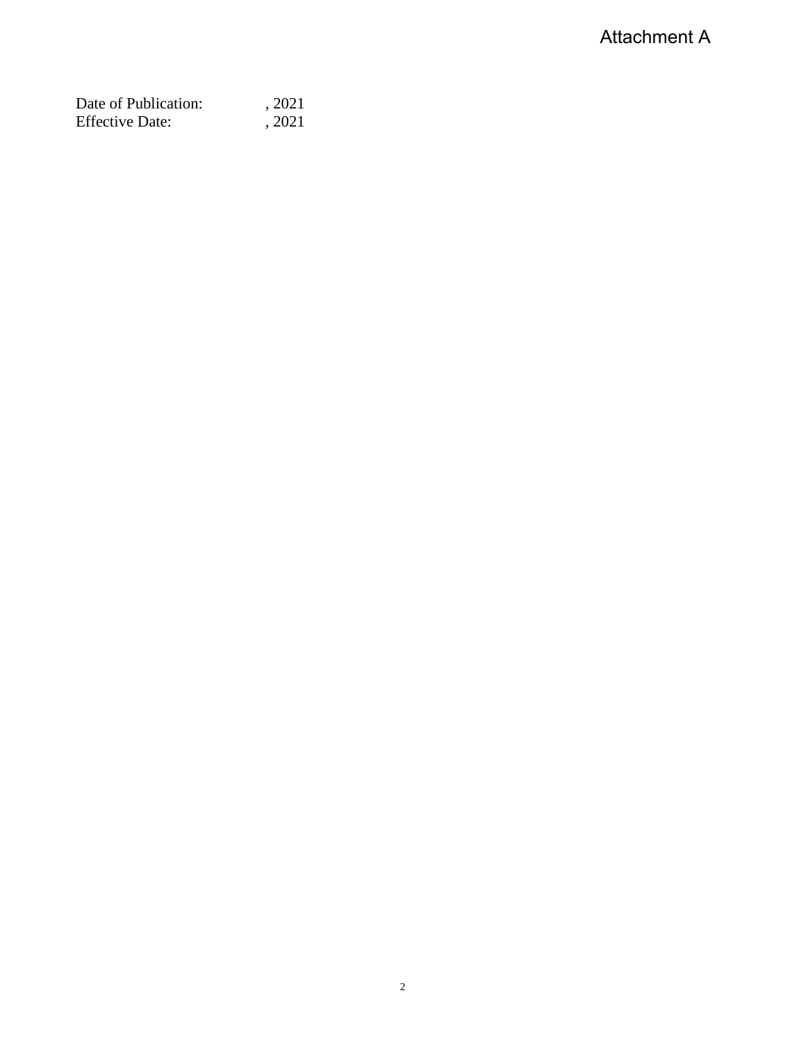Attachment A

Date of Publication: , 2021
Effective Date: , 2021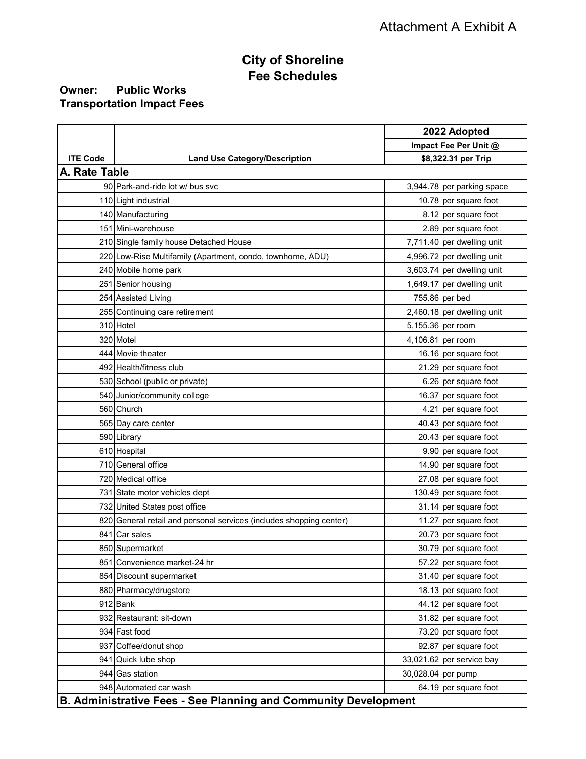Attachment A Exhibit A

# City of Shoreline
# Fee Schedules

**Owner: Public Works**
**Transportation Impact Fees**

| ITE Code | Land Use Category/Description | 2022 Adopted Impact Fee Per Unit @ $8,322.31 per Trip |
|---|---|---|
| **A. Rate Table** | | |
| 90 | Park-and-ride lot w/ bus svc | 3,944.78 per parking space |
| 110 | Light industrial | 10.78 per square foot |
| 140 | Manufacturing | 8.12 per square foot |
| 151 | Mini-warehouse | 2.89 per square foot |
| 210 | Single family house Detached House | 7,711.40 per dwelling unit |
| 220 | Low-Rise Multifamily (Apartment, condo, townhome, ADU) | 4,996.72 per dwelling unit |
| 240 | Mobile home park | 3,603.74 per dwelling unit |
| 251 | Senior housing | 1,649.17 per dwelling unit |
| 254 | Assisted Living | 755.86 per bed |
| 255 | Continuing care retirement | 2,460.18 per dwelling unit |
| 310 | Hotel | 5,155.36 per room |
| 320 | Motel | 4,106.81 per room |
| 444 | Movie theater | 16.16 per square foot |
| 492 | Health/fitness club | 21.29 per square foot |
| 530 | School (public or private) | 6.26 per square foot |
| 540 | Junior/community college | 16.37 per square foot |
| 560 | Church | 4.21 per square foot |
| 565 | Day care center | 40.43 per square foot |
| 590 | Library | 20.43 per square foot |
| 610 | Hospital | 9.90 per square foot |
| 710 | General office | 14.90 per square foot |
| 720 | Medical office | 27.08 per square foot |
| 731 | State motor vehicles dept | 130.49 per square foot |
| 732 | United States post office | 31.14 per square foot |
| 820 | General retail and personal services (includes shopping center) | 11.27 per square foot |
| 841 | Car sales | 20.73 per square foot |
| 850 | Supermarket | 30.79 per square foot |
| 851 | Convenience market-24 hr | 57.22 per square foot |
| 854 | Discount supermarket | 31.40 per square foot |
| 880 | Pharmacy/drugstore | 18.13 per square foot |
| 912 | Bank | 44.12 per square foot |
| 932 | Restaurant: sit-down | 31.82 per square foot |
| 934 | Fast food | 73.20 per square foot |
| 937 | Coffee/donut shop | 92.87 per square foot |
| 941 | Quick lube shop | 33,021.62 per service bay |
| 944 | Gas station | 30,028.04 per pump |
| 948 | Automated car wash | 64.19 per square foot |
| **B. Administrative Fees - See Planning and Community Development** | | |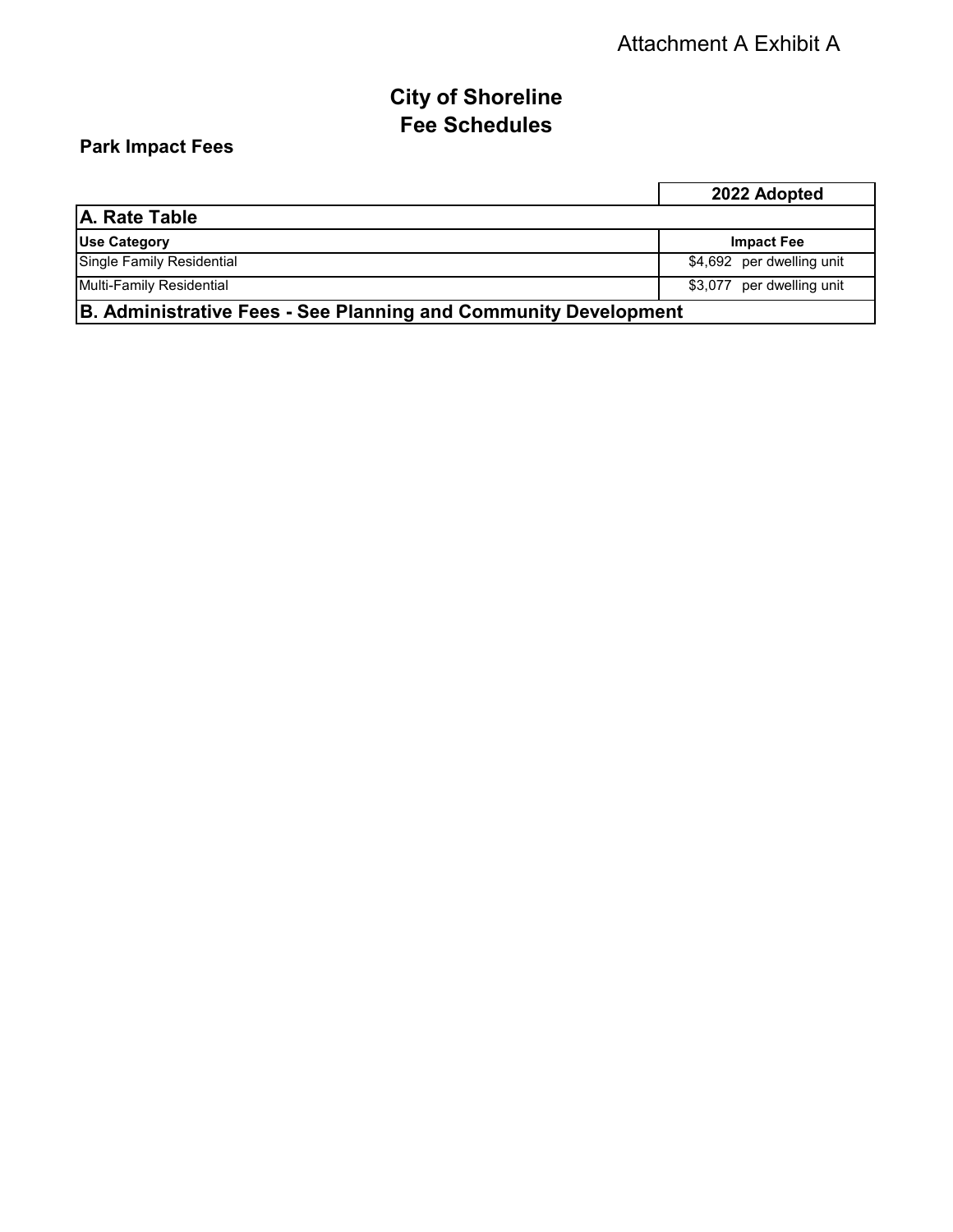Attachment A Exhibit A

# City of Shoreline
# Fee Schedules

## Park Impact Fees

| | 2022 Adopted |
|---|---|
| **A. Rate Table** | |
| **Use Category** | **Impact Fee** |
| Single Family Residential | $4,692 per dwelling unit |
| Multi-Family Residential | $3,077 per dwelling unit |
| **B. Administrative Fees - See Planning and Community Development** | |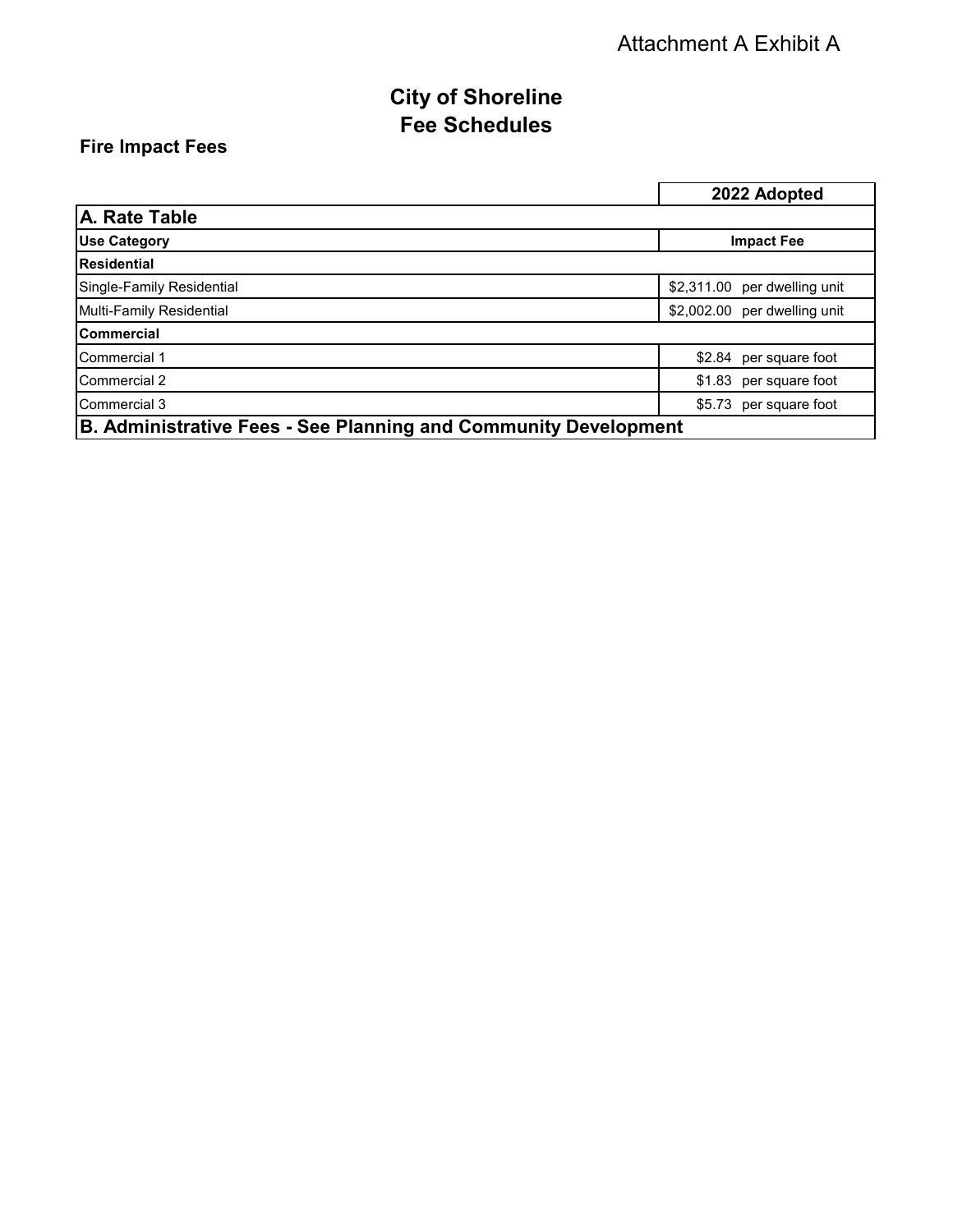Attachment A Exhibit A

# City of Shoreline
# Fee Schedules

**Fire Impact Fees**

| | 2022 Adopted |
|---|---|
| **A. Rate Table** | |
| **Use Category** | **Impact Fee** |
| **Residential** | |
| Single-Family Residential | $2,311.00 per dwelling unit |
| Multi-Family Residential | $2,002.00 per dwelling unit |
| **Commercial** | |
| Commercial 1 | $2.84 per square foot |
| Commercial 2 | $1.83 per square foot |
| Commercial 3 | $5.73 per square foot |
| **B. Administrative Fees - See Planning and Community Development** | |